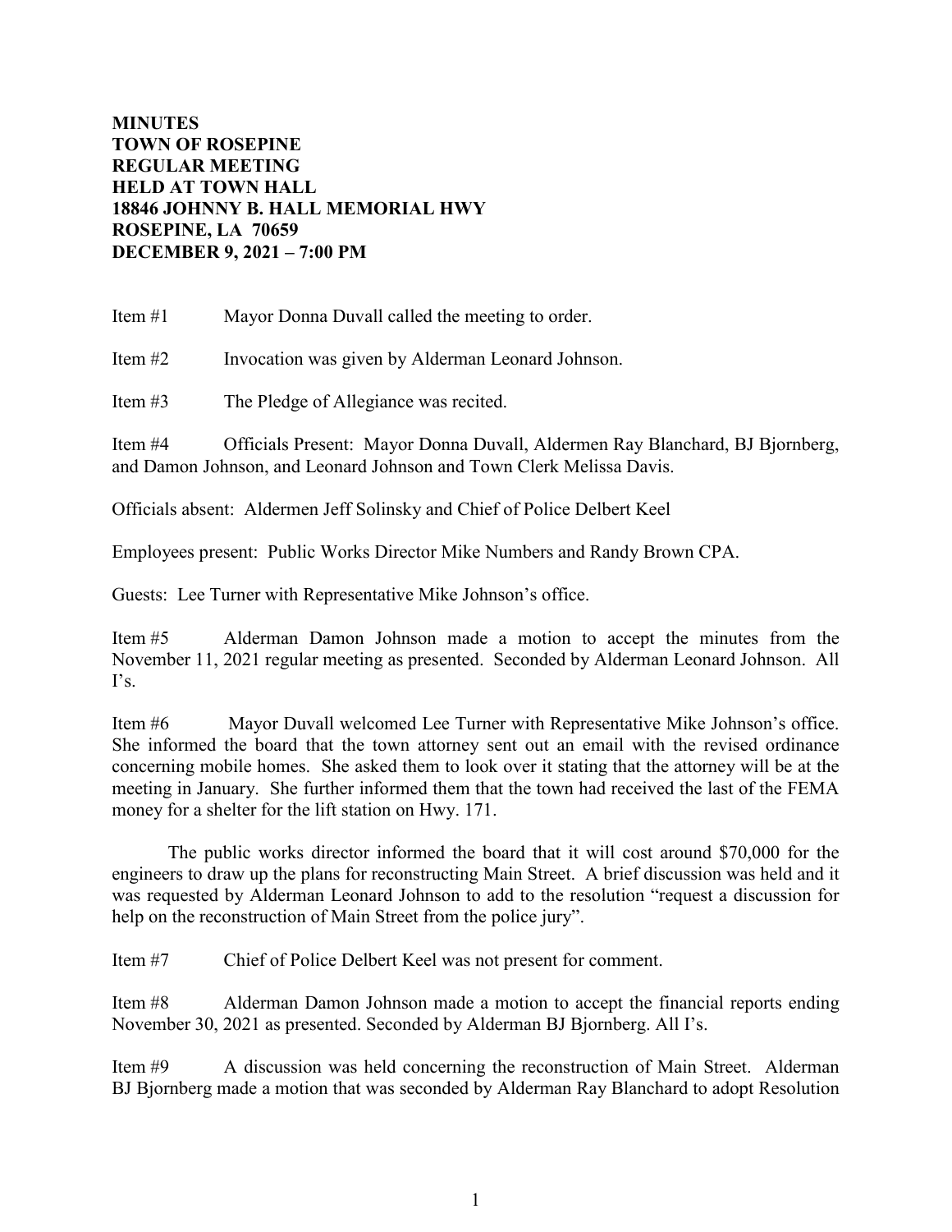**MINUTES**
**TOWN OF ROSEPINE**
**REGULAR MEETING**
**HELD AT TOWN HALL**
**18846 JOHNNY B. HALL MEMORIAL HWY**
**ROSEPINE, LA 70659**
**DECEMBER 9, 2021 – 7:00 PM**

Item #1 Mayor Donna Duvall called the meeting to order.

Item #2 Invocation was given by Alderman Leonard Johnson.

Item #3 The Pledge of Allegiance was recited.

Item #4 Officials Present: Mayor Donna Duvall, Aldermen Ray Blanchard, BJ Bjornberg, and Damon Johnson, and Leonard Johnson and Town Clerk Melissa Davis.

Officials absent: Aldermen Jeff Solinsky and Chief of Police Delbert Keel

Employees present: Public Works Director Mike Numbers and Randy Brown CPA.

Guests: Lee Turner with Representative Mike Johnson's office.

Item #5 Alderman Damon Johnson made a motion to accept the minutes from the November 11, 2021 regular meeting as presented. Seconded by Alderman Leonard Johnson. All I's.

Item #6 Mayor Duvall welcomed Lee Turner with Representative Mike Johnson's office. She informed the board that the town attorney sent out an email with the revised ordinance concerning mobile homes. She asked them to look over it stating that the attorney will be at the meeting in January. She further informed them that the town had received the last of the FEMA money for a shelter for the lift station on Hwy. 171.

The public works director informed the board that it will cost around $70,000 for the engineers to draw up the plans for reconstructing Main Street. A brief discussion was held and it was requested by Alderman Leonard Johnson to add to the resolution "request a discussion for help on the reconstruction of Main Street from the police jury".

Item #7 Chief of Police Delbert Keel was not present for comment.

Item #8 Alderman Damon Johnson made a motion to accept the financial reports ending November 30, 2021 as presented. Seconded by Alderman BJ Bjornberg. All I's.

Item #9 A discussion was held concerning the reconstruction of Main Street. Alderman BJ Bjornberg made a motion that was seconded by Alderman Ray Blanchard to adopt Resolution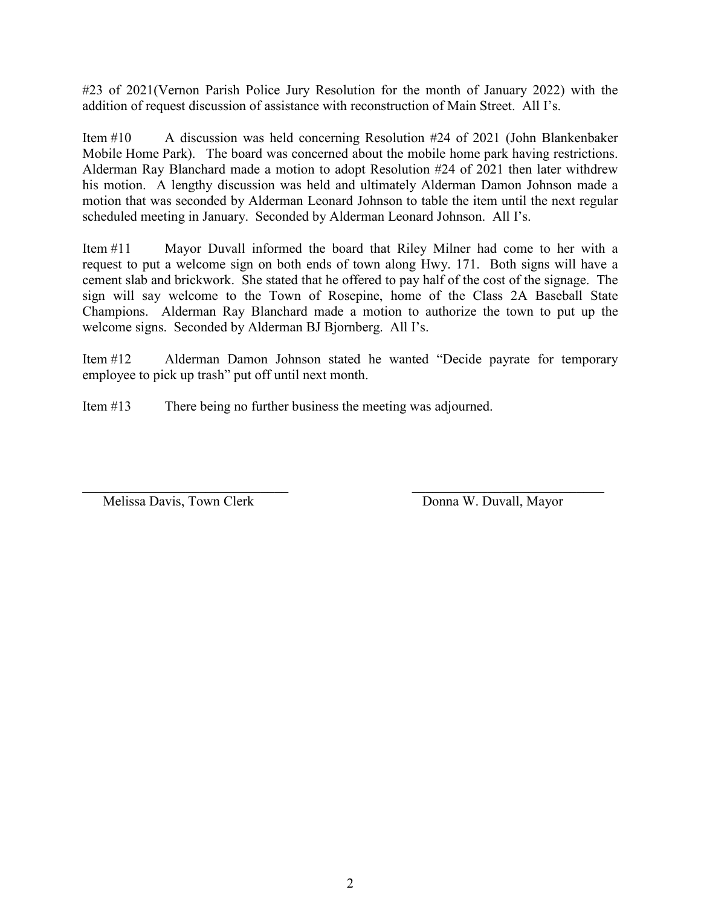#23 of 2021(Vernon Parish Police Jury Resolution for the month of January 2022) with the addition of request discussion of assistance with reconstruction of Main Street. All I's.

Item #10 A discussion was held concerning Resolution #24 of 2021 (John Blankenbaker Mobile Home Park). The board was concerned about the mobile home park having restrictions. Alderman Ray Blanchard made a motion to adopt Resolution #24 of 2021 then later withdrew his motion. A lengthy discussion was held and ultimately Alderman Damon Johnson made a motion that was seconded by Alderman Leonard Johnson to table the item until the next regular scheduled meeting in January. Seconded by Alderman Leonard Johnson. All I's.

Item #11 Mayor Duvall informed the board that Riley Milner had come to her with a request to put a welcome sign on both ends of town along Hwy. 171. Both signs will have a cement slab and brickwork. She stated that he offered to pay half of the cost of the signage. The sign will say welcome to the Town of Rosepine, home of the Class 2A Baseball State Champions. Alderman Ray Blanchard made a motion to authorize the town to put up the welcome signs. Seconded by Alderman BJ Bjornberg. All I's.

Item #12 Alderman Damon Johnson stated he wanted "Decide payrate for temporary employee to pick up trash" put off until next month.

Item #13 There being no further business the meeting was adjourned.

\_\_\_\_\_\_\_\_\_\_\_\_\_\_\_\_\_\_\_\_\_\_\_\_\_\_\_\_\_\_
Melissa Davis, Town Clerk

\_\_\_\_\_\_\_\_\_\_\_\_\_\_\_\_\_\_\_\_\_\_\_\_\_\_\_\_\_\_
Donna W. Duvall, Mayor